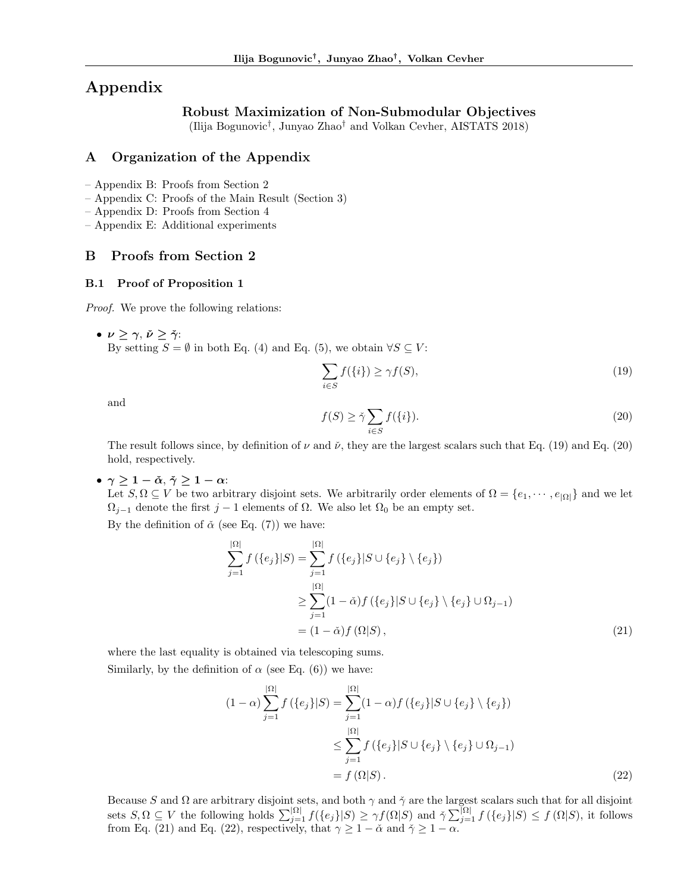# Appendix

## Robust Maximization of Non-Submodular Objectives

(Ilija Bogunovic†, Junyao Zhao† and Volkan Cevher, AISTATS 2018)

## A Organization of the Appendix

- Appendix B: Proofs from Section 2
- Appendix C: Proofs of the Main Result (Section 3)
- Appendix D: Proofs from Section 4
- Appendix E: Additional experiments

## B Proofs from Section 2

### B.1 Proof of Proposition 1

*Proof.* We prove the following relations:

- $\boldsymbol{\nu \geq \gamma}$, $\boldsymbol{\check{\nu} \geq \check{\gamma}}$:
  By setting $S = \emptyset$ in both Eq. (4) and Eq. (5), we obtain $\forall S \subseteq V$:

$$\sum_{i \in S} f(\{i\}) \geq \gamma f(S), \tag{19}$$

and

$$f(S) \geq \check{\gamma} \sum_{i \in S} f(\{i\}). \tag{20}$$

The result follows since, by definition of $\nu$ and $\check{\nu}$, they are the largest scalars such that Eq. (19) and Eq. (20) hold, respectively.

- $\boldsymbol{\gamma \geq 1 - \check{\alpha}}$, $\boldsymbol{\check{\gamma} \geq 1 - \alpha}$:
  Let $S, \Omega \subseteq V$ be two arbitrary disjoint sets. We arbitrarily order elements of $\Omega = \{e_1, \cdots, e_{|\Omega|}\}$ and we let $\Omega_{j-1}$ denote the first $j-1$ elements of $\Omega$. We also let $\Omega_0$ be an empty set.

  By the definition of $\check{\alpha}$ (see Eq. (7)) we have:

$$\begin{aligned}
\sum_{j=1}^{|\Omega|} f(\{e_j\}|S) &= \sum_{j=1}^{|\Omega|} f(\{e_j\}|S \cup \{e_j\} \setminus \{e_j\}) \\
&\geq \sum_{j=1}^{|\Omega|} (1 - \check{\alpha}) f(\{e_j\}|S \cup \{e_j\} \setminus \{e_j\} \cup \Omega_{j-1}) \\
&= (1 - \check{\alpha}) f(\Omega|S),
\end{aligned} \tag{21}$$

where the last equality is obtained via telescoping sums.

Similarly, by the definition of $\alpha$ (see Eq. (6)) we have:

$$\begin{aligned}
(1 - \alpha) \sum_{j=1}^{|\Omega|} f(\{e_j\}|S) &= \sum_{j=1}^{|\Omega|} (1 - \alpha) f(\{e_j\}|S \cup \{e_j\} \setminus \{e_j\}) \\
&\leq \sum_{j=1}^{|\Omega|} f(\{e_j\}|S \cup \{e_j\} \setminus \{e_j\} \cup \Omega_{j-1}) \\
&= f(\Omega|S).
\end{aligned} \tag{22}$$

Because $S$ and $\Omega$ are arbitrary disjoint sets, and both $\gamma$ and $\check{\gamma}$ are the largest scalars such that for all disjoint sets $S, \Omega \subseteq V$ the following holds $\sum_{j=1}^{|\Omega|} f(\{e_j\}|S) \geq \gamma f(\Omega|S)$ and $\check{\gamma} \sum_{j=1}^{|\Omega|} f(\{e_j\}|S) \leq f(\Omega|S)$, it follows from Eq. (21) and Eq. (22), respectively, that $\gamma \geq 1 - \check{\alpha}$ and $\check{\gamma} \geq 1 - \alpha$.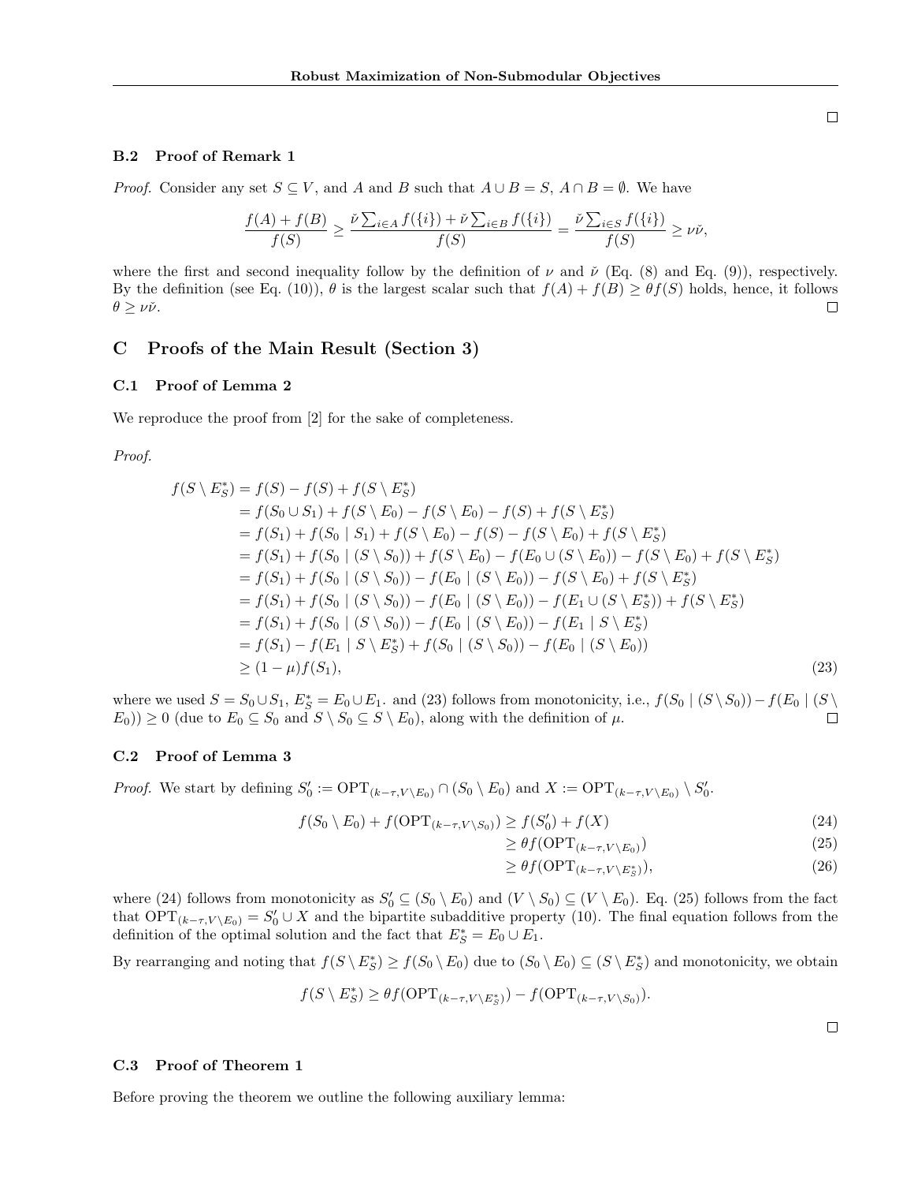### B.2 Proof of Remark 1

*Proof.* Consider any set $S \subseteq V$, and $A$ and $B$ such that $A \cup B = S$, $A \cap B = \emptyset$. We have

$$\frac{f(A) + f(B)}{f(S)} \geq \frac{\check{\nu} \sum_{i \in A} f(\{i\}) + \check{\nu} \sum_{i \in B} f(\{i\})}{f(S)} = \frac{\check{\nu} \sum_{i \in S} f(\{i\})}{f(S)} \geq \nu \check{\nu},$$

where the first and second inequality follow by the definition of $\nu$ and $\check{\nu}$ (Eq. (8) and Eq. (9)), respectively. By the definition (see Eq. (10)), $\theta$ is the largest scalar such that $f(A) + f(B) \geq \theta f(S)$ holds, hence, it follows $\theta \geq \nu \check{\nu}$. □

## C Proofs of the Main Result (Section 3)

### C.1 Proof of Lemma 2

We reproduce the proof from [2] for the sake of completeness.

*Proof.*

$$\begin{aligned}
f(S \setminus E_S^*) &= f(S) - f(S) + f(S \setminus E_S^*) \\
&= f(S_0 \cup S_1) + f(S \setminus E_0) - f(S \setminus E_0) - f(S) + f(S \setminus E_S^*) \\
&= f(S_1) + f(S_0 \mid S_1) + f(S \setminus E_0) - f(S) - f(S \setminus E_0) + f(S \setminus E_S^*) \\
&= f(S_1) + f(S_0 \mid (S \setminus S_0)) + f(S \setminus E_0) - f(E_0 \cup (S \setminus E_0)) - f(S \setminus E_0) + f(S \setminus E_S^*) \\
&= f(S_1) + f(S_0 \mid (S \setminus S_0)) - f(E_0 \mid (S \setminus E_0)) - f(S \setminus E_0) + f(S \setminus E_S^*) \\
&= f(S_1) + f(S_0 \mid (S \setminus S_0)) - f(E_0 \mid (S \setminus E_0)) - f(E_1 \cup (S \setminus E_S^*)) + f(S \setminus E_S^*) \\
&= f(S_1) + f(S_0 \mid (S \setminus S_0)) - f(E_0 \mid (S \setminus E_0)) - f(E_1 \mid S \setminus E_S^*) \\
&= f(S_1) - f(E_1 \mid S \setminus E_S^*) + f(S_0 \mid (S \setminus S_0)) - f(E_0 \mid (S \setminus E_0)) \\
&\geq (1 - \mu) f(S_1),
\end{aligned} \tag{23}$$

where we used $S = S_0 \cup S_1$, $E_S^* = E_0 \cup E_1$. and (23) follows from monotonicity, i.e., $f(S_0 \mid (S \setminus S_0)) - f(E_0 \mid (S \setminus E_0)) \geq 0$ (due to $E_0 \subseteq S_0$ and $S \setminus S_0 \subseteq S \setminus E_0$), along with the definition of $\mu$. □

### C.2 Proof of Lemma 3

*Proof.* We start by defining $S_0' := \mathrm{OPT}_{(k-\tau, V \setminus E_0)} \cap (S_0 \setminus E_0)$ and $X := \mathrm{OPT}_{(k-\tau, V \setminus E_0)} \setminus S_0'$.

$$f(S_0 \setminus E_0) + f(\mathrm{OPT}_{(k-\tau, V \setminus S_0)}) \geq f(S_0') + f(X) \tag{24}$$

$$\geq \theta f(\mathrm{OPT}_{(k-\tau, V \setminus E_0)}) \tag{25}$$

$$\geq \theta f(\mathrm{OPT}_{(k-\tau, V \setminus E_S^*)}), \tag{26}$$

where (24) follows from monotonicity as $S_0' \subseteq (S_0 \setminus E_0)$ and $(V \setminus S_0) \subseteq (V \setminus E_0)$. Eq. (25) follows from the fact that $\mathrm{OPT}_{(k-\tau, V \setminus E_0)} = S_0' \cup X$ and the bipartite subadditive property (10). The final equation follows from the definition of the optimal solution and the fact that $E_S^* = E_0 \cup E_1$.

By rearranging and noting that $f(S \setminus E_S^*) \geq f(S_0 \setminus E_0)$ due to $(S_0 \setminus E_0) \subseteq (S \setminus E_S^*)$ and monotonicity, we obtain

$$f(S \setminus E_S^*) \geq \theta f(\mathrm{OPT}_{(k-\tau, V \setminus E_S^*)}) - f(\mathrm{OPT}_{(k-\tau, V \setminus S_0)}).$$

□

### C.3 Proof of Theorem 1

Before proving the theorem we outline the following auxiliary lemma: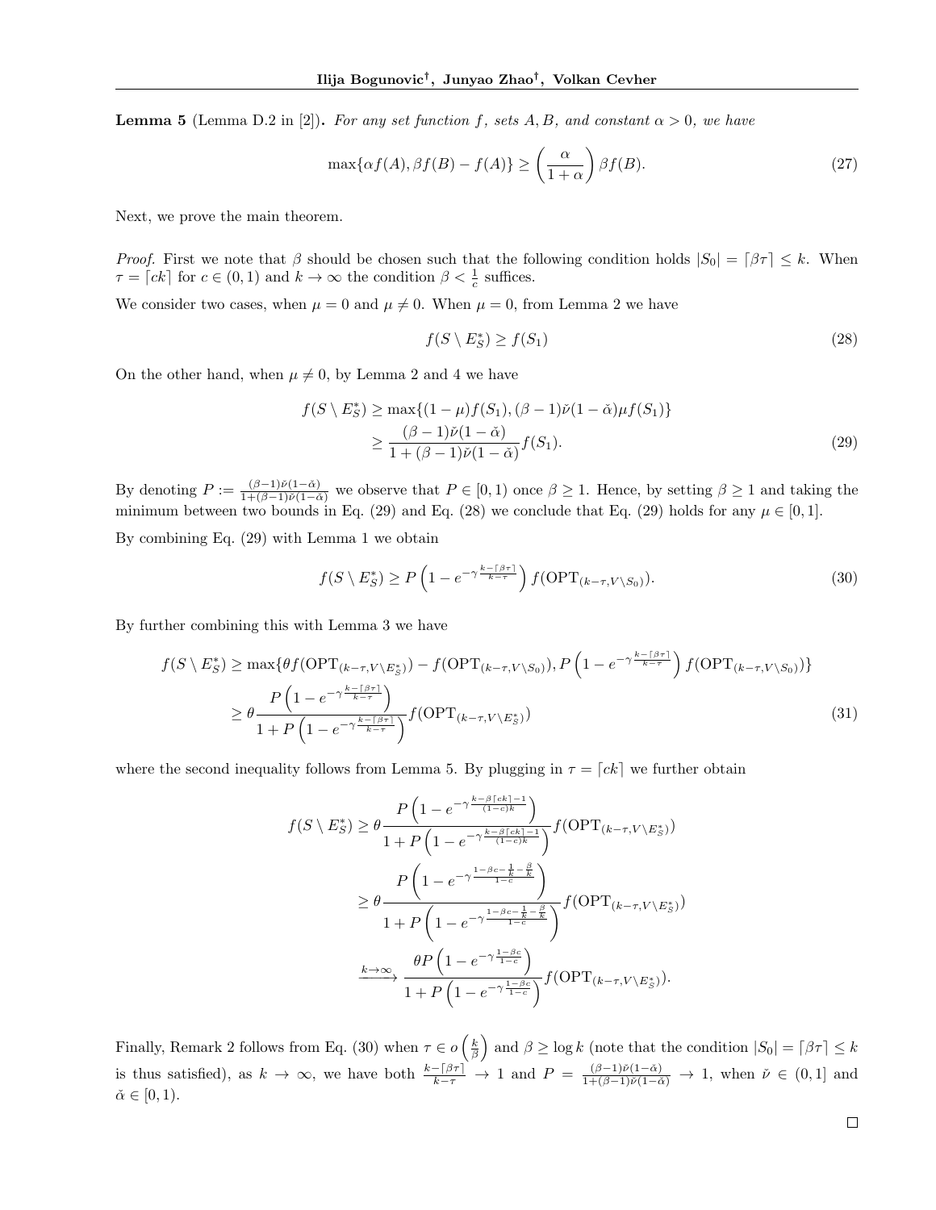**Lemma 5** (Lemma D.2 in [2]). *For any set function $f$, sets $A, B$, and constant $\alpha > 0$, we have*

$$\max\{\alpha f(A), \beta f(B) - f(A)\} \geq \left(\frac{\alpha}{1+\alpha}\right) \beta f(B). \tag{27}$$

Next, we prove the main theorem.

*Proof.* First we note that $\beta$ should be chosen such that the following condition holds $|S_0| = \lceil \beta \tau \rceil \leq k$. When $\tau = \lceil ck \rceil$ for $c \in (0,1)$ and $k \to \infty$ the condition $\beta < \frac{1}{c}$ suffices.

We consider two cases, when $\mu = 0$ and $\mu \neq 0$. When $\mu = 0$, from Lemma 2 we have

$$f(S \setminus E_S^*) \geq f(S_1) \tag{28}$$

On the other hand, when $\mu \neq 0$, by Lemma 2 and 4 we have

$$\begin{aligned} f(S \setminus E_S^*) &\geq \max\{(1-\mu) f(S_1), (\beta - 1)\check{\nu}(1-\check{\alpha})\mu f(S_1)\} \\ &\geq \frac{(\beta-1)\check{\nu}(1-\check{\alpha})}{1 + (\beta-1)\check{\nu}(1-\check{\alpha})} f(S_1). \end{aligned} \tag{29}$$

By denoting $P := \frac{(\beta-1)\check{\nu}(1-\check{\alpha})}{1+(\beta-1)\check{\nu}(1-\check{\alpha})}$ we observe that $P \in [0,1)$ once $\beta \geq 1$. Hence, by setting $\beta \geq 1$ and taking the minimum between two bounds in Eq. (29) and Eq. (28) we conclude that Eq. (29) holds for any $\mu \in [0,1]$.

By combining Eq. (29) with Lemma 1 we obtain

$$f(S \setminus E_S^*) \geq P\left(1 - e^{-\gamma \frac{k - \lceil \beta \tau \rceil}{k - \tau}}\right) f(\mathrm{OPT}_{(k-\tau, V \setminus S_0)}). \tag{30}$$

By further combining this with Lemma 3 we have

$$\begin{aligned} f(S \setminus E_S^*) &\geq \max\{\theta f(\mathrm{OPT}_{(k-\tau, V \setminus E_S^*)}) - f(\mathrm{OPT}_{(k-\tau, V\setminus S_0)}), P\left(1 - e^{-\gamma \frac{k - \lceil \beta \tau \rceil}{k-\tau}}\right) f(\mathrm{OPT}_{(k-\tau, V \setminus S_0)})\} \\ &\geq \theta \frac{P\left(1 - e^{-\gamma \frac{k - \lceil \beta \tau \rceil}{k-\tau}}\right)}{1 + P\left(1 - e^{-\gamma \frac{k - \lceil \beta \tau \rceil}{k-\tau}}\right)} f(\mathrm{OPT}_{(k-\tau, V \setminus E_S^*)}) \end{aligned} \tag{31}$$

where the second inequality follows from Lemma 5. By plugging in $\tau = \lceil ck \rceil$ we further obtain

$$\begin{aligned} f(S \setminus E_S^*) &\geq \theta \frac{P\left(1 - e^{-\gamma \frac{k - \beta \lceil ck \rceil - 1}{(1-c)k}}\right)}{1 + P\left(1 - e^{-\gamma \frac{k - \beta \lceil ck \rceil - 1}{(1-c)k}}\right)} f(\mathrm{OPT}_{(k-\tau, V\setminus E_S^*)}) \\ &\geq \theta \frac{P\left(1 - e^{-\gamma \frac{1 - \beta c - \frac{1}{k} - \frac{\beta}{k}}{1-c}}\right)}{1 + P\left(1 - e^{-\gamma \frac{1 - \beta c - \frac{1}{k} - \frac{\beta}{k}}{1-c}}\right)} f(\mathrm{OPT}_{(k-\tau, V\setminus E_S^*)}) \\ &\xrightarrow{k \to \infty} \frac{\theta P\left(1 - e^{-\gamma \frac{1-\beta c}{1-c}}\right)}{1 + P\left(1 - e^{-\gamma \frac{1-\beta c}{1-c}}\right)} f(\mathrm{OPT}_{(k-\tau, V \setminus E_S^*)}). \end{aligned}$$

Finally, Remark 2 follows from Eq. (30) when $\tau \in o\left(\frac{k}{\beta}\right)$ and $\beta \geq \log k$ (note that the condition $|S_0| = \lceil \beta \tau \rceil \leq k$ is thus satisfied), as $k \to \infty$, we have both $\frac{k - \lceil \beta \tau \rceil}{k - \tau} \to 1$ and $P = \frac{(\beta-1)\check{\nu}(1-\check{\alpha})}{1+(\beta-1)\check{\nu}(1-\check{\alpha})} \to 1$, when $\check{\nu} \in (0,1]$ and $\check{\alpha} \in [0,1)$.

□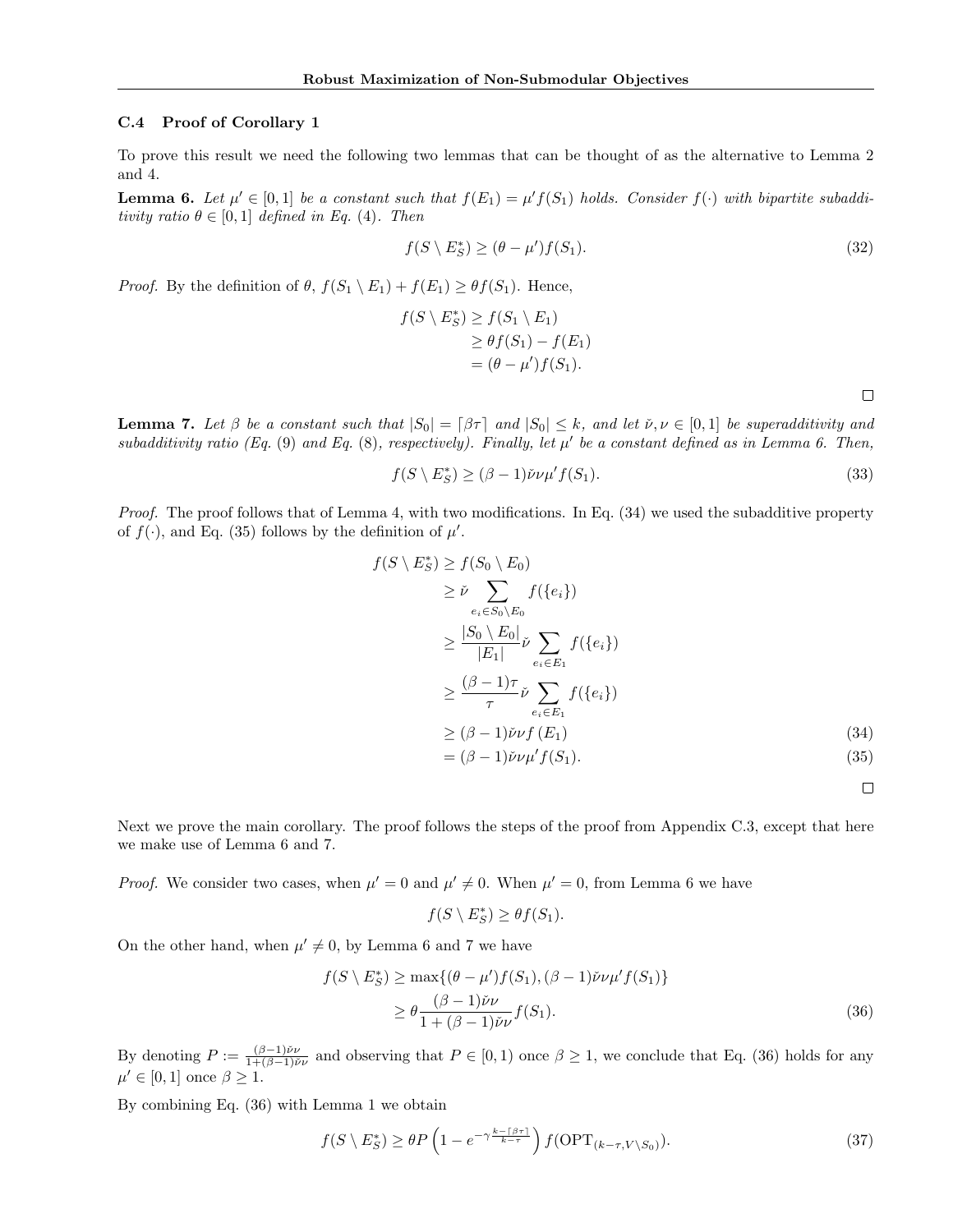### C.4 Proof of Corollary 1

To prove this result we need the following two lemmas that can be thought of as the alternative to Lemma 2 and 4.

**Lemma 6.** *Let $\mu' \in [0,1]$ be a constant such that $f(E_1) = \mu' f(S_1)$ holds. Consider $f(\cdot)$ with bipartite subadditivity ratio $\theta \in [0,1]$ defined in Eq. (4). Then*

$$f(S \setminus E_S^*) \geq (\theta - \mu') f(S_1). \tag{32}$$

*Proof.* By the definition of $\theta$, $f(S_1 \setminus E_1) + f(E_1) \geq \theta f(S_1)$. Hence,

$$\begin{aligned} f(S \setminus E_S^*) &\geq f(S_1 \setminus E_1) \\ &\geq \theta f(S_1) - f(E_1) \\ &= (\theta - \mu') f(S_1). \end{aligned}$$

□

**Lemma 7.** *Let $\beta$ be a constant such that $|S_0| = \lceil \beta \tau \rceil$ and $|S_0| \leq k$, and let $\check{\nu}, \nu \in [0,1]$ be superadditivity and subadditivity ratio (Eq. (9) and Eq. (8), respectively). Finally, let $\mu'$ be a constant defined as in Lemma 6. Then,*

$$f(S \setminus E_S^*) \geq (\beta - 1) \check{\nu} \nu \mu' f(S_1). \tag{33}$$

*Proof.* The proof follows that of Lemma 4, with two modifications. In Eq. (34) we used the subadditive property of $f(\cdot)$, and Eq. (35) follows by the definition of $\mu'$.

$$\begin{aligned} f(S \setminus E_S^*) &\geq f(S_0 \setminus E_0) \\ &\geq \check{\nu} \sum_{e_i \in S_0 \setminus E_0} f(\{e_i\}) \\ &\geq \frac{|S_0 \setminus E_0|}{|E_1|} \check{\nu} \sum_{e_i \in E_1} f(\{e_i\}) \\ &\geq \frac{(\beta - 1)\tau}{\tau} \check{\nu} \sum_{e_i \in E_1} f(\{e_i\}) \\ &\geq (\beta - 1) \check{\nu} \nu f(E_1) && (34) \\ &= (\beta - 1) \check{\nu} \nu \mu' f(S_1). && (35) \end{aligned}$$

□

Next we prove the main corollary. The proof follows the steps of the proof from Appendix C.3, except that here we make use of Lemma 6 and 7.

*Proof.* We consider two cases, when $\mu' = 0$ and $\mu' \neq 0$. When $\mu' = 0$, from Lemma 6 we have

$$f(S \setminus E_S^*) \geq \theta f(S_1).$$

On the other hand, when $\mu' \neq 0$, by Lemma 6 and 7 we have

$$\begin{aligned} f(S \setminus E_S^*) &\geq \max\{(\theta - \mu') f(S_1), (\beta - 1) \check{\nu} \nu \mu' f(S_1)\} \\ &\geq \theta \frac{(\beta - 1) \check{\nu} \nu}{1 + (\beta - 1) \check{\nu} \nu} f(S_1). && (36) \end{aligned}$$

By denoting $P := \frac{(\beta-1)\check{\nu}\nu}{1+(\beta-1)\check{\nu}\nu}$ and observing that $P \in [0,1)$ once $\beta \geq 1$, we conclude that Eq. (36) holds for any $\mu' \in [0,1]$ once $\beta \geq 1$.

By combining Eq. (36) with Lemma 1 we obtain

$$f(S \setminus E_S^*) \geq \theta P \left(1 - e^{-\gamma \frac{k - \lceil \beta \tau \rceil}{k - \tau}}\right) f(\mathrm{OPT}_{(k-\tau, V \setminus S_0)}). \tag{37}$$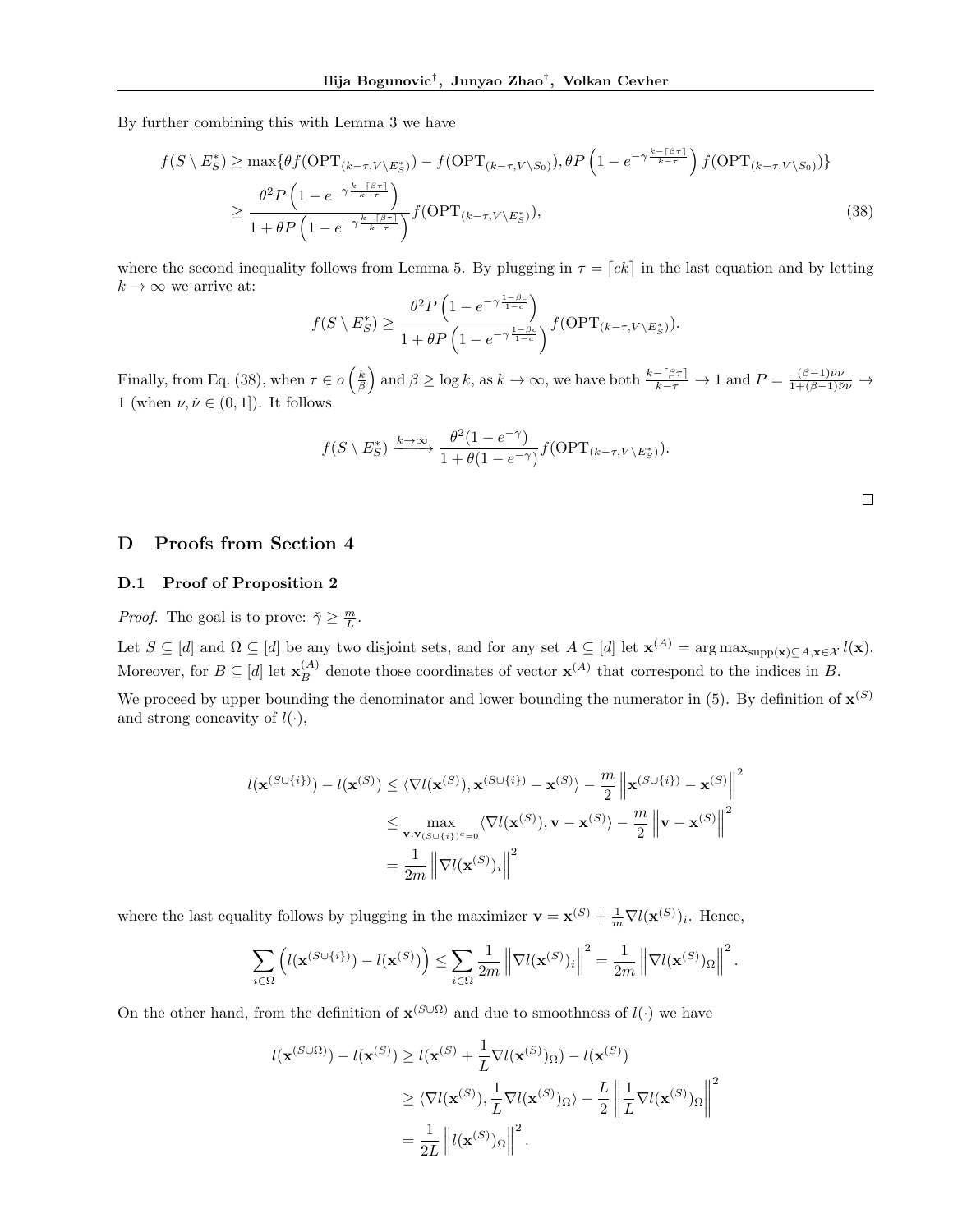By further combining this with Lemma 3 we have

$$
\begin{aligned}
f(S \setminus E_S^*) &\geq \max\{\theta f(\text{OPT}_{(k-\tau, V\setminus E_S^*)}) - f(\text{OPT}_{(k-\tau, V\setminus S_0)}), \theta P\left(1 - e^{-\gamma \frac{k - \lceil \beta\tau \rceil}{k-\tau}}\right) f(\text{OPT}_{(k-\tau, V\setminus S_0)})\} \\
&\geq \frac{\theta^2 P\left(1 - e^{-\gamma\frac{k-\lceil \beta\tau\rceil}{k-\tau}}\right)}{1 + \theta P\left(1 - e^{-\gamma\frac{k-\lceil\beta\tau\rceil}{k-\tau}}\right)} f(\text{OPT}_{(k-\tau, V\setminus E_S^*)}),
\end{aligned} \tag{38}
$$

where the second inequality follows from Lemma 5. By plugging in $\tau = \lceil ck \rceil$ in the last equation and by letting $k \to \infty$ we arrive at:

$$
f(S \setminus E_S^*) \geq \frac{\theta^2 P\left(1 - e^{-\gamma\frac{1-\beta c}{1-c}}\right)}{1 + \theta P\left(1 - e^{-\gamma\frac{1-\beta c}{1-c}}\right)} f(\text{OPT}_{(k-\tau, V\setminus E_S^*)}).
$$

Finally, from Eq. (38), when $\tau \in o\left(\frac{k}{\beta}\right)$ and $\beta \geq \log k$, as $k \to \infty$, we have both $\frac{k - \lceil\beta\tau\rceil}{k-\tau} \to 1$ and $P = \frac{(\beta-1)\check{\nu}\nu}{1+(\beta-1)\check{\nu}\nu} \to 1$ (when $\nu, \check{\nu} \in (0,1]$). It follows

$$
f(S \setminus E_S^*) \xrightarrow{k\to\infty} \frac{\theta^2(1 - e^{-\gamma})}{1 + \theta(1 - e^{-\gamma})} f(\text{OPT}_{(k-\tau, V\setminus E_S^*)}).
$$

□

# D Proofs from Section 4

## D.1 Proof of Proposition 2

*Proof.* The goal is to prove: $\check{\gamma} \geq \frac{m}{L}$.

Let $S \subseteq [d]$ and $\Omega \subseteq [d]$ be any two disjoint sets, and for any set $A \subseteq [d]$ let $\mathbf{x}^{(A)} = \arg\max_{\text{supp}(\mathbf{x}) \subseteq A, \mathbf{x}\in\mathcal{X}} l(\mathbf{x})$. Moreover, for $B \subseteq [d]$ let $\mathbf{x}_B^{(A)}$ denote those coordinates of vector $\mathbf{x}^{(A)}$ that correspond to the indices in $B$.

We proceed by upper bounding the denominator and lower bounding the numerator in (5). By definition of $\mathbf{x}^{(S)}$ and strong concavity of $l(\cdot)$,

$$
\begin{aligned}
l(\mathbf{x}^{(S\cup\{i\})}) - l(\mathbf{x}^{(S)}) &\leq \langle \nabla l(\mathbf{x}^{(S)}), \mathbf{x}^{(S\cup\{i\})} - \mathbf{x}^{(S)} \rangle - \frac{m}{2}\left\|\mathbf{x}^{(S\cup\{i\})} - \mathbf{x}^{(S)}\right\|^2 \\
&\leq \max_{\mathbf{v}:\mathbf{v}_{(S\cup\{i\})^c}=0} \langle \nabla l(\mathbf{x}^{(S)}), \mathbf{v} - \mathbf{x}^{(S)}\rangle - \frac{m}{2}\left\|\mathbf{v} - \mathbf{x}^{(S)}\right\|^2 \\
&= \frac{1}{2m}\left\|\nabla l(\mathbf{x}^{(S)})_i\right\|^2
\end{aligned}
$$

where the last equality follows by plugging in the maximizer $\mathbf{v} = \mathbf{x}^{(S)} + \frac{1}{m}\nabla l(\mathbf{x}^{(S)})_i$. Hence,

$$
\sum_{i\in\Omega}\left(l(\mathbf{x}^{(S\cup\{i\})}) - l(\mathbf{x}^{(S)})\right) \leq \sum_{i\in\Omega}\frac{1}{2m}\left\|\nabla l(\mathbf{x}^{(S)})_i\right\|^2 = \frac{1}{2m}\left\|\nabla l(\mathbf{x}^{(S)})_\Omega\right\|^2.
$$

On the other hand, from the definition of $\mathbf{x}^{(S\cup\Omega)}$ and due to smoothness of $l(\cdot)$ we have

$$
\begin{aligned}
l(\mathbf{x}^{(S\cup\Omega)}) - l(\mathbf{x}^{(S)}) &\geq l(\mathbf{x}^{(S)} + \frac{1}{L}\nabla l(\mathbf{x}^{(S)})_\Omega) - l(\mathbf{x}^{(S)}) \\
&\geq \langle \nabla l(\mathbf{x}^{(S)}), \frac{1}{L}\nabla l(\mathbf{x}^{(S)})_\Omega\rangle - \frac{L}{2}\left\|\frac{1}{L}\nabla l(\mathbf{x}^{(S)})_\Omega\right\|^2 \\
&= \frac{1}{2L}\left\|l(\mathbf{x}^{(S)})_\Omega\right\|^2.
\end{aligned}
$$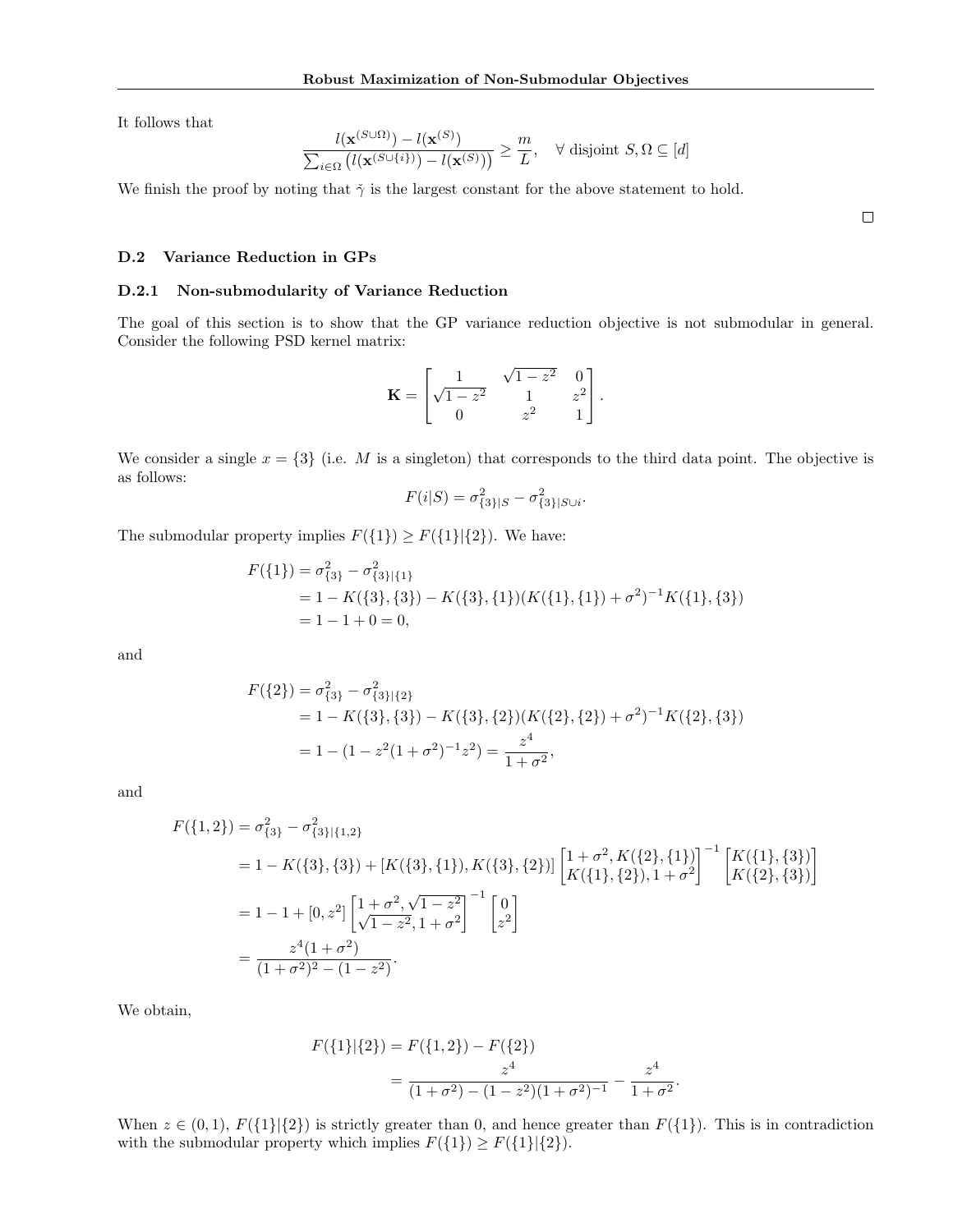It follows that

$$\frac{l(\mathbf{x}^{(S\cup\Omega)}) - l(\mathbf{x}^{(S)})}{\sum_{i\in\Omega}\left(l(\mathbf{x}^{(S\cup\{i\})}) - l(\mathbf{x}^{(S)})\right)} \geq \frac{m}{L}, \quad \forall \text{ disjoint } S,\Omega \subseteq [d]$$

We finish the proof by noting that $\check{\gamma}$ is the largest constant for the above statement to hold.

□

### D.2 Variance Reduction in GPs

#### D.2.1 Non-submodularity of Variance Reduction

The goal of this section is to show that the GP variance reduction objective is not submodular in general. Consider the following PSD kernel matrix:

$$\mathbf{K} = \begin{bmatrix} 1 & \sqrt{1-z^2} & 0 \\ \sqrt{1-z^2} & 1 & z^2 \\ 0 & z^2 & 1 \end{bmatrix}.$$

We consider a single $x = \{3\}$ (i.e. $M$ is a singleton) that corresponds to the third data point. The objective is as follows:

$$F(i|S) = \sigma^2_{\{3\}|S} - \sigma^2_{\{3\}|S\cup i}.$$

The submodular property implies $F(\{1\}) \geq F(\{1\}|\{2\})$. We have:

$$\begin{aligned}
F(\{1\}) &= \sigma^2_{\{3\}} - \sigma^2_{\{3\}|\{1\}} \\
&= 1 - K(\{3\},\{3\}) - K(\{3\},\{1\})(K(\{1\},\{1\}) + \sigma^2)^{-1}K(\{1\},\{3\}) \\
&= 1 - 1 + 0 = 0,
\end{aligned}$$

and

$$\begin{aligned}
F(\{2\}) &= \sigma^2_{\{3\}} - \sigma^2_{\{3\}|\{2\}} \\
&= 1 - K(\{3\},\{3\}) - K(\{3\},\{2\})(K(\{2\},\{2\}) + \sigma^2)^{-1}K(\{2\},\{3\}) \\
&= 1 - (1 - z^2(1+\sigma^2)^{-1}z^2) = \frac{z^4}{1+\sigma^2},
\end{aligned}$$

and

$$\begin{aligned}
F(\{1,2\}) &= \sigma^2_{\{3\}} - \sigma^2_{\{3\}|\{1,2\}} \\
&= 1 - K(\{3\},\{3\}) + [K(\{3\},\{1\}), K(\{3\},\{2\})] \begin{bmatrix} 1+\sigma^2, K(\{2\},\{1\}) \\ K(\{1\},\{2\}), 1+\sigma^2 \end{bmatrix}^{-1} \begin{bmatrix} K(\{1\},\{3\}) \\ K(\{2\},\{3\}) \end{bmatrix} \\
&= 1 - 1 + [0, z^2] \begin{bmatrix} 1+\sigma^2, \sqrt{1-z^2} \\ \sqrt{1-z^2}, 1+\sigma^2 \end{bmatrix}^{-1} \begin{bmatrix} 0 \\ z^2 \end{bmatrix} \\
&= \frac{z^4(1+\sigma^2)}{(1+\sigma^2)^2 - (1-z^2)}.
\end{aligned}$$

We obtain,

$$\begin{aligned}
F(\{1\}|\{2\}) &= F(\{1,2\}) - F(\{2\}) \\
&= \frac{z^4}{(1+\sigma^2) - (1-z^2)(1+\sigma^2)^{-1}} - \frac{z^4}{1+\sigma^2}.
\end{aligned}$$

When $z \in (0,1)$, $F(\{1\}|\{2\})$ is strictly greater than 0, and hence greater than $F(\{1\})$. This is in contradiction with the submodular property which implies $F(\{1\}) \geq F(\{1\}|\{2\})$.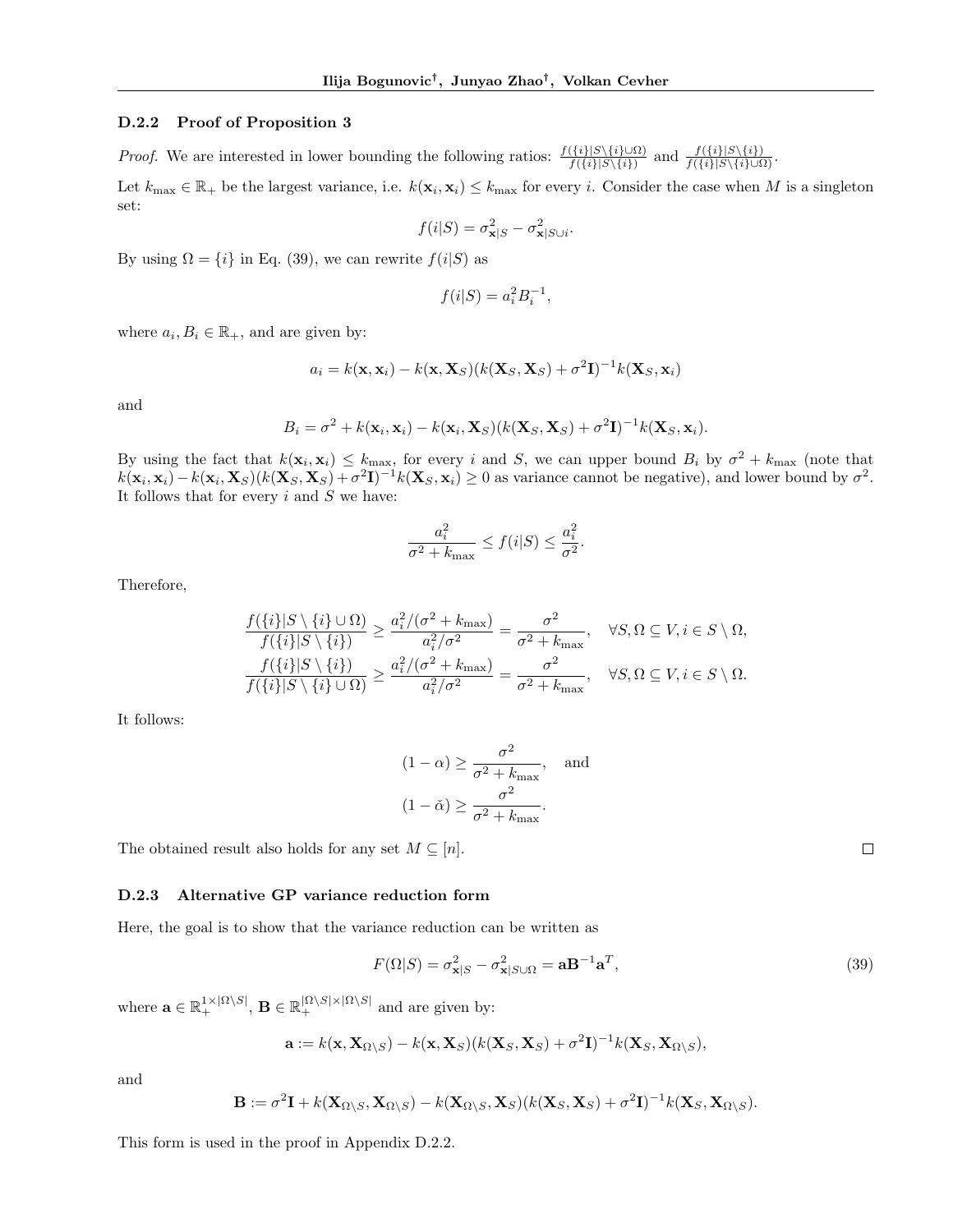### D.2.2 Proof of Proposition 3

*Proof.* We are interested in lower bounding the following ratios: $\frac{f(\{i\}|S\setminus\{i\}\cup\Omega)}{f(\{i\}|S\setminus\{i\})}$ and $\frac{f(\{i\}|S\setminus\{i\})}{f(\{i\}|S\setminus\{i\}\cup\Omega)}$.

Let $k_{\max} \in \mathbb{R}_+$ be the largest variance, i.e. $k(\mathbf{x}_i, \mathbf{x}_i) \le k_{\max}$ for every $i$. Consider the case when $M$ is a singleton set:

$$f(i|S) = \sigma^2_{\mathbf{x}|S} - \sigma^2_{\mathbf{x}|S\cup i}.$$

By using $\Omega = \{i\}$ in Eq. (39), we can rewrite $f(i|S)$ as

$$f(i|S) = a_i^2 B_i^{-1},$$

where $a_i, B_i \in \mathbb{R}_+$, and are given by:

$$a_i = k(\mathbf{x}, \mathbf{x}_i) - k(\mathbf{x}, \mathbf{X}_S)(k(\mathbf{X}_S, \mathbf{X}_S) + \sigma^2\mathbf{I})^{-1} k(\mathbf{X}_S, \mathbf{x}_i)$$

and

$$B_i = \sigma^2 + k(\mathbf{x}_i, \mathbf{x}_i) - k(\mathbf{x}_i, \mathbf{X}_S)(k(\mathbf{X}_S, \mathbf{X}_S) + \sigma^2\mathbf{I})^{-1} k(\mathbf{X}_S, \mathbf{x}_i).$$

By using the fact that $k(\mathbf{x}_i, \mathbf{x}_i) \le k_{\max}$, for every $i$ and $S$, we can upper bound $B_i$ by $\sigma^2 + k_{\max}$ (note that $k(\mathbf{x}_i, \mathbf{x}_i) - k(\mathbf{x}_i, \mathbf{X}_S)(k(\mathbf{X}_S, \mathbf{X}_S) + \sigma^2\mathbf{I})^{-1} k(\mathbf{X}_S, \mathbf{x}_i) \ge 0$ as variance cannot be negative), and lower bound by $\sigma^2$. It follows that for every $i$ and $S$ we have:

$$\frac{a_i^2}{\sigma^2 + k_{\max}} \le f(i|S) \le \frac{a_i^2}{\sigma^2}.$$

Therefore,

$$\frac{f(\{i\}|S \setminus \{i\} \cup \Omega)}{f(\{i\}|S \setminus \{i\})} \ge \frac{a_i^2/(\sigma^2 + k_{\max})}{a_i^2/\sigma^2} = \frac{\sigma^2}{\sigma^2 + k_{\max}}, \quad \forall S, \Omega \subseteq V, i \in S \setminus \Omega,$$
$$\frac{f(\{i\}|S \setminus \{i\})}{f(\{i\}|S \setminus \{i\} \cup \Omega)} \ge \frac{a_i^2/(\sigma^2 + k_{\max})}{a_i^2/\sigma^2} = \frac{\sigma^2}{\sigma^2 + k_{\max}}, \quad \forall S, \Omega \subseteq V, i \in S \setminus \Omega.$$

It follows:

$$(1-\alpha) \ge \frac{\sigma^2}{\sigma^2 + k_{\max}}, \quad \text{and}$$
$$(1-\check{\alpha}) \ge \frac{\sigma^2}{\sigma^2 + k_{\max}}.$$

The obtained result also holds for any set $M \subseteq [n]$. □

### D.2.3 Alternative GP variance reduction form

Here, the goal is to show that the variance reduction can be written as

$$F(\Omega|S) = \sigma^2_{\mathbf{x}|S} - \sigma^2_{\mathbf{x}|S\cup\Omega} = \mathbf{a}\mathbf{B}^{-1}\mathbf{a}^T, \tag{39}$$

where $\mathbf{a} \in \mathbb{R}_+^{1\times|\Omega\setminus S|}$, $\mathbf{B} \in \mathbb{R}_+^{|\Omega\setminus S|\times|\Omega\setminus S|}$ and are given by:

$$\mathbf{a} := k(\mathbf{x}, \mathbf{X}_{\Omega\setminus S}) - k(\mathbf{x}, \mathbf{X}_S)(k(\mathbf{X}_S, \mathbf{X}_S) + \sigma^2\mathbf{I})^{-1} k(\mathbf{X}_S, \mathbf{X}_{\Omega\setminus S}),$$

and

$$\mathbf{B} := \sigma^2\mathbf{I} + k(\mathbf{X}_{\Omega\setminus S}, \mathbf{X}_{\Omega\setminus S}) - k(\mathbf{X}_{\Omega\setminus S}, \mathbf{X}_S)(k(\mathbf{X}_S, \mathbf{X}_S) + \sigma^2\mathbf{I})^{-1} k(\mathbf{X}_S, \mathbf{X}_{\Omega\setminus S}).$$

This form is used in the proof in Appendix D.2.2.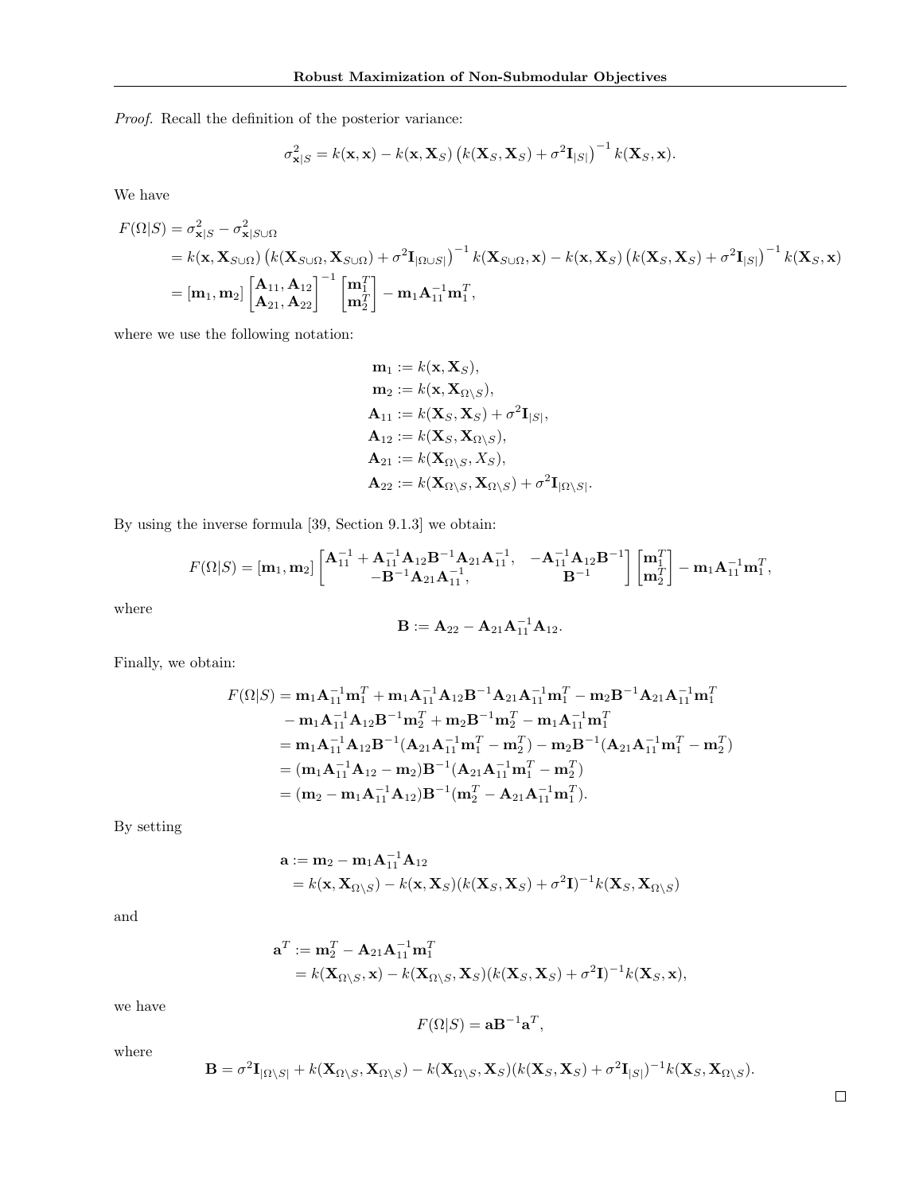*Proof.* Recall the definition of the posterior variance:

$$\sigma^2_{\mathbf{x}|S} = k(\mathbf{x},\mathbf{x}) - k(\mathbf{x},\mathbf{X}_S)\left(k(\mathbf{X}_S,\mathbf{X}_S) + \sigma^2 \mathbf{I}_{|S|}\right)^{-1} k(\mathbf{X}_S,\mathbf{x}).$$

We have

$$\begin{aligned}
F(\Omega|S) &= \sigma^2_{\mathbf{x}|S} - \sigma^2_{\mathbf{x}|S\cup\Omega} \\
&= k(\mathbf{x},\mathbf{X}_{S\cup\Omega})\left(k(\mathbf{X}_{S\cup\Omega},\mathbf{X}_{S\cup\Omega}) + \sigma^2 \mathbf{I}_{|\Omega\cup S|}\right)^{-1} k(\mathbf{X}_{S\cup\Omega},\mathbf{x}) - k(\mathbf{x},\mathbf{X}_S)\left(k(\mathbf{X}_S,\mathbf{X}_S) + \sigma^2 \mathbf{I}_{|S|}\right)^{-1} k(\mathbf{X}_S,\mathbf{x}) \\
&= [\mathbf{m}_1, \mathbf{m}_2] \begin{bmatrix} \mathbf{A}_{11}, \mathbf{A}_{12} \\ \mathbf{A}_{21}, \mathbf{A}_{22} \end{bmatrix}^{-1} \begin{bmatrix} \mathbf{m}_1^T \\ \mathbf{m}_2^T \end{bmatrix} - \mathbf{m}_1 \mathbf{A}_{11}^{-1} \mathbf{m}_1^T,
\end{aligned}$$

where we use the following notation:

$$\begin{aligned}
\mathbf{m}_1 &:= k(\mathbf{x},\mathbf{X}_S), \\
\mathbf{m}_2 &:= k(\mathbf{x},\mathbf{X}_{\Omega\setminus S}), \\
\mathbf{A}_{11} &:= k(\mathbf{X}_S,\mathbf{X}_S) + \sigma^2 \mathbf{I}_{|S|}, \\
\mathbf{A}_{12} &:= k(\mathbf{X}_S,\mathbf{X}_{\Omega\setminus S}), \\
\mathbf{A}_{21} &:= k(\mathbf{X}_{\Omega\setminus S}, X_S), \\
\mathbf{A}_{22} &:= k(\mathbf{X}_{\Omega\setminus S},\mathbf{X}_{\Omega\setminus S}) + \sigma^2 \mathbf{I}_{|\Omega\setminus S|}.
\end{aligned}$$

By using the inverse formula [39, Section 9.1.3] we obtain:

$$F(\Omega|S) = [\mathbf{m}_1, \mathbf{m}_2] \begin{bmatrix} \mathbf{A}_{11}^{-1} + \mathbf{A}_{11}^{-1}\mathbf{A}_{12}\mathbf{B}^{-1}\mathbf{A}_{21}\mathbf{A}_{11}^{-1}, & -\mathbf{A}_{11}^{-1}\mathbf{A}_{12}\mathbf{B}^{-1} \\ -\mathbf{B}^{-1}\mathbf{A}_{21}\mathbf{A}_{11}^{-1}, & \mathbf{B}^{-1} \end{bmatrix} \begin{bmatrix} \mathbf{m}_1^T \\ \mathbf{m}_2^T \end{bmatrix} - \mathbf{m}_1 \mathbf{A}_{11}^{-1} \mathbf{m}_1^T,$$

where

$$\mathbf{B} := \mathbf{A}_{22} - \mathbf{A}_{21}\mathbf{A}_{11}^{-1}\mathbf{A}_{12}.$$

Finally, we obtain:

$$\begin{aligned}
F(\Omega|S) &= \mathbf{m}_1\mathbf{A}_{11}^{-1}\mathbf{m}_1^T + \mathbf{m}_1\mathbf{A}_{11}^{-1}\mathbf{A}_{12}\mathbf{B}^{-1}\mathbf{A}_{21}\mathbf{A}_{11}^{-1}\mathbf{m}_1^T - \mathbf{m}_2\mathbf{B}^{-1}\mathbf{A}_{21}\mathbf{A}_{11}^{-1}\mathbf{m}_1^T \\
&\quad - \mathbf{m}_1\mathbf{A}_{11}^{-1}\mathbf{A}_{12}\mathbf{B}^{-1}\mathbf{m}_2^T + \mathbf{m}_2\mathbf{B}^{-1}\mathbf{m}_2^T - \mathbf{m}_1\mathbf{A}_{11}^{-1}\mathbf{m}_1^T \\
&= \mathbf{m}_1\mathbf{A}_{11}^{-1}\mathbf{A}_{12}\mathbf{B}^{-1}(\mathbf{A}_{21}\mathbf{A}_{11}^{-1}\mathbf{m}_1^T - \mathbf{m}_2^T) - \mathbf{m}_2\mathbf{B}^{-1}(\mathbf{A}_{21}\mathbf{A}_{11}^{-1}\mathbf{m}_1^T - \mathbf{m}_2^T) \\
&= (\mathbf{m}_1\mathbf{A}_{11}^{-1}\mathbf{A}_{12} - \mathbf{m}_2)\mathbf{B}^{-1}(\mathbf{A}_{21}\mathbf{A}_{11}^{-1}\mathbf{m}_1^T - \mathbf{m}_2^T) \\
&= (\mathbf{m}_2 - \mathbf{m}_1\mathbf{A}_{11}^{-1}\mathbf{A}_{12})\mathbf{B}^{-1}(\mathbf{m}_2^T - \mathbf{A}_{21}\mathbf{A}_{11}^{-1}\mathbf{m}_1^T).
\end{aligned}$$

By setting

$$\begin{aligned}
\mathbf{a} &:= \mathbf{m}_2 - \mathbf{m}_1\mathbf{A}_{11}^{-1}\mathbf{A}_{12} \\
&= k(\mathbf{x},\mathbf{X}_{\Omega\setminus S}) - k(\mathbf{x},\mathbf{X}_S)(k(\mathbf{X}_S,\mathbf{X}_S) + \sigma^2\mathbf{I})^{-1}k(\mathbf{X}_S,\mathbf{X}_{\Omega\setminus S})
\end{aligned}$$

and

$$\begin{aligned}
\mathbf{a}^T &:= \mathbf{m}_2^T - \mathbf{A}_{21}\mathbf{A}_{11}^{-1}\mathbf{m}_1^T \\
&= k(\mathbf{X}_{\Omega\setminus S},\mathbf{x}) - k(\mathbf{X}_{\Omega\setminus S},\mathbf{X}_S)(k(\mathbf{X}_S,\mathbf{X}_S) + \sigma^2\mathbf{I})^{-1}k(\mathbf{X}_S,\mathbf{x}),
\end{aligned}$$

we have

$$F(\Omega|S) = \mathbf{a}\mathbf{B}^{-1}\mathbf{a}^T,$$

where

$$\mathbf{B} = \sigma^2\mathbf{I}_{|\Omega\setminus S|} + k(\mathbf{X}_{\Omega\setminus S},\mathbf{X}_{\Omega\setminus S}) - k(\mathbf{X}_{\Omega\setminus S},\mathbf{X}_S)(k(\mathbf{X}_S,\mathbf{X}_S) + \sigma^2\mathbf{I}_{|S|})^{-1}k(\mathbf{X}_S,\mathbf{X}_{\Omega\setminus S}).$$

□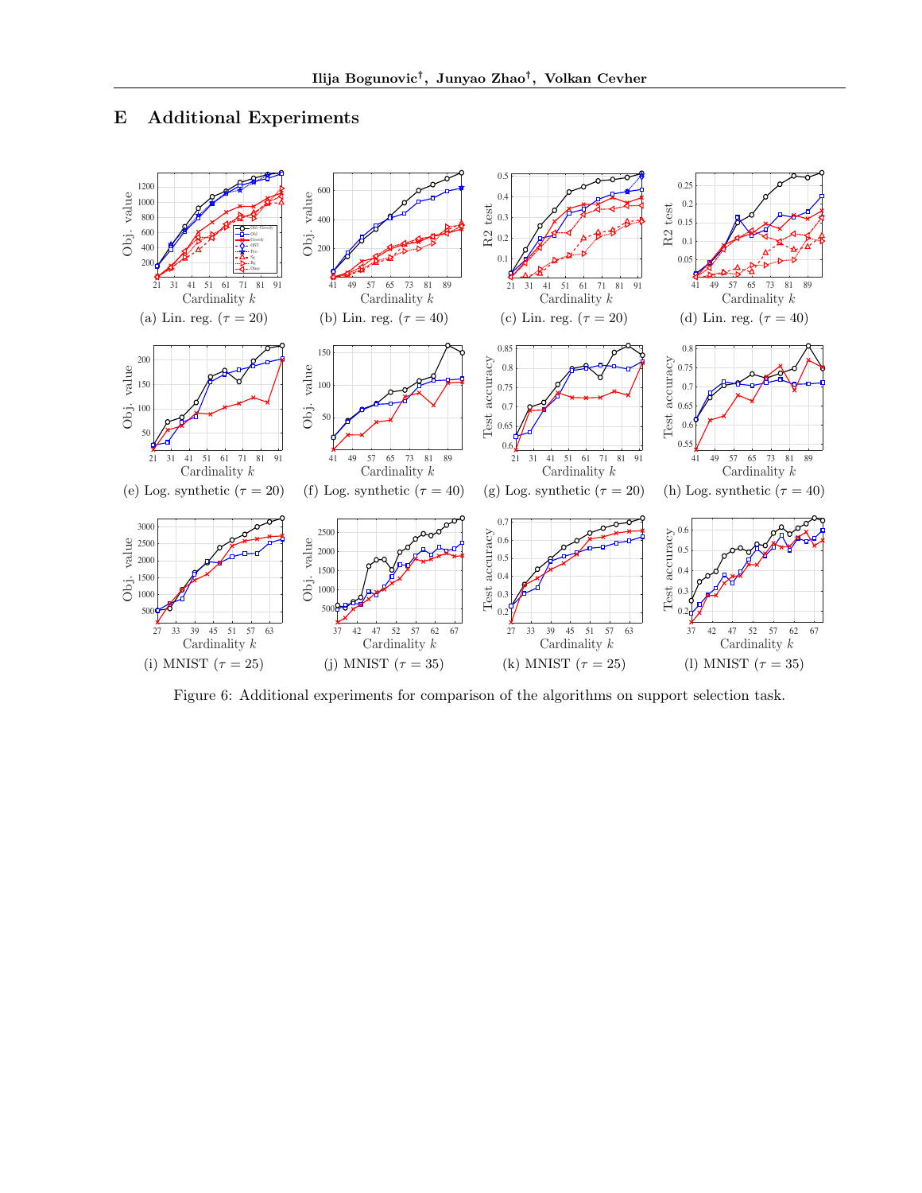# E Additional Experiments

Obj. value

Cardinality $k$

(a) Lin. reg. ($\tau = 20$)

Obj. value

Cardinality $k$

(b) Lin. reg. ($\tau = 40$)

R2 test

Cardinality $k$

(c) Lin. reg. ($\tau = 20$)

R2 test

Cardinality $k$

(d) Lin. reg. ($\tau = 40$)

Obj. value

Cardinality $k$

(e) Log. synthetic ($\tau = 20$)

Obj. value

Cardinality $k$

(f) Log. synthetic ($\tau = 40$)

Test accuracy

Cardinality $k$

(g) Log. synthetic ($\tau = 20$)

Test accuracy

Cardinality $k$

(h) Log. synthetic ($\tau = 40$)

Obj. value

Cardinality $k$

(i) MNIST ($\tau = 25$)

Obj. value

Cardinality $k$

(j) MNIST ($\tau = 35$)

Test accuracy

Cardinality $k$

(k) MNIST ($\tau = 25$)

Test accuracy

Cardinality $k$

(l) MNIST ($\tau = 35$)

Figure 6: Additional experiments for comparison of the algorithms on support selection task.